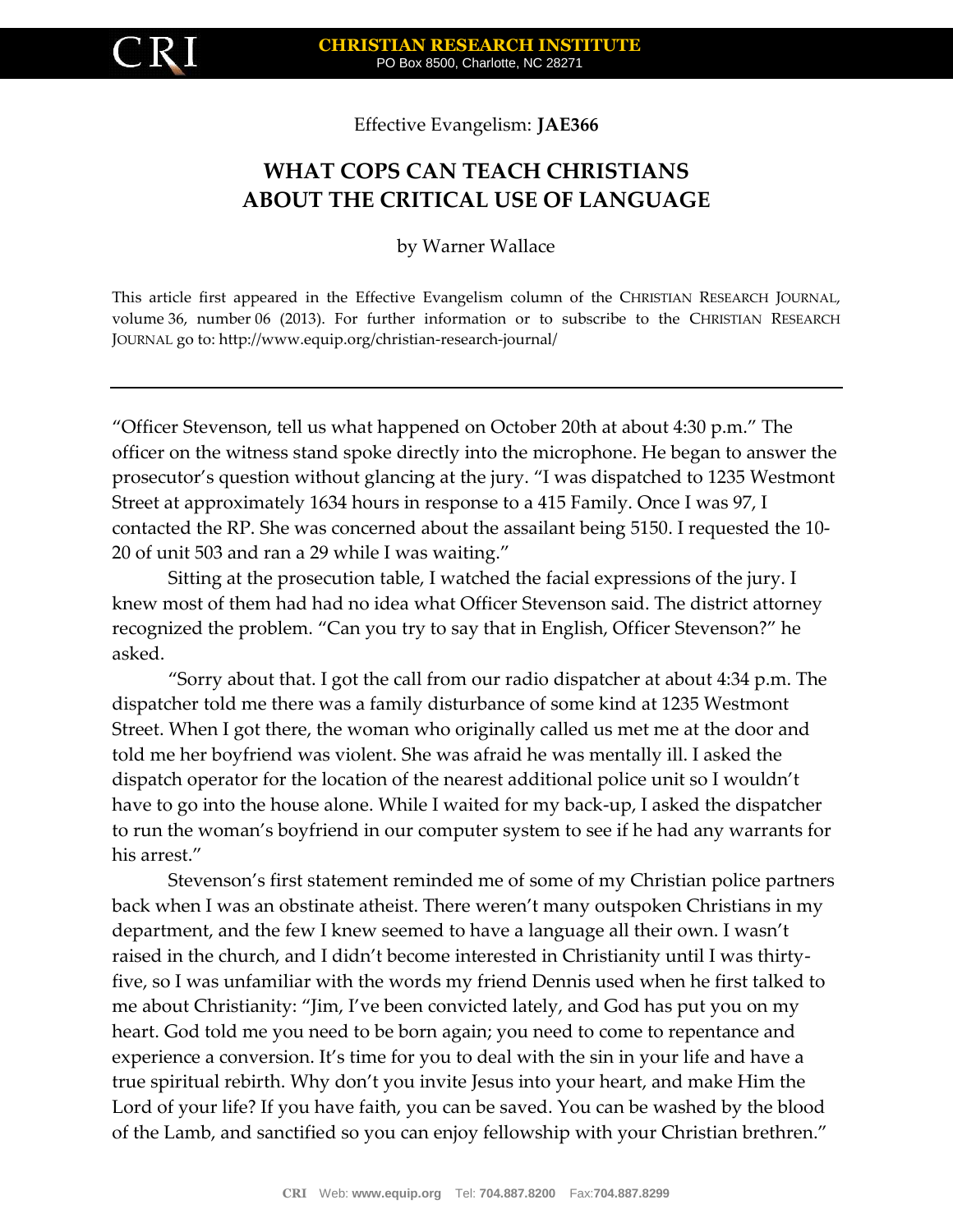Effective Evangelism: **JAE366**

# WHAT COPS CAN TEACH CHRISTIANS ABOUT THE CRITICAL USE OF LANGUAGE

by Warner Wallace

This article first appeared in the Effective Evangelism column of the CHRISTIAN RESEARCH JOURNAL, volume 36, number 06 (2013). For further information or to subscribe to the CHRISTIAN RESEARCH JOURNAL go to: http://www.equip.org/christian-research-journal/

---

"Officer Stevenson, tell us what happened on October 20th at about 4:30 p.m." The officer on the witness stand spoke directly into the microphone. He began to answer the prosecutor's question without glancing at the jury. "I was dispatched to 1235 Westmont Street at approximately 1634 hours in response to a 415 Family. Once I was 97, I contacted the RP. She was concerned about the assailant being 5150. I requested the 10-20 of unit 503 and ran a 29 while I was waiting."

Sitting at the prosecution table, I watched the facial expressions of the jury. I knew most of them had had no idea what Officer Stevenson said. The district attorney recognized the problem. "Can you try to say that in English, Officer Stevenson?" he asked.

"Sorry about that. I got the call from our radio dispatcher at about 4:34 p.m. The dispatcher told me there was a family disturbance of some kind at 1235 Westmont Street. When I got there, the woman who originally called us met me at the door and told me her boyfriend was violent. She was afraid he was mentally ill. I asked the dispatch operator for the location of the nearest additional police unit so I wouldn't have to go into the house alone. While I waited for my back-up, I asked the dispatcher to run the woman's boyfriend in our computer system to see if he had any warrants for his arrest."

Stevenson's first statement reminded me of some of my Christian police partners back when I was an obstinate atheist. There weren't many outspoken Christians in my department, and the few I knew seemed to have a language all their own. I wasn't raised in the church, and I didn't become interested in Christianity until I was thirty-five, so I was unfamiliar with the words my friend Dennis used when he first talked to me about Christianity: "Jim, I've been convicted lately, and God has put you on my heart. God told me you need to be born again; you need to come to repentance and experience a conversion. It's time for you to deal with the sin in your life and have a true spiritual rebirth. Why don't you invite Jesus into your heart, and make Him the Lord of your life? If you have faith, you can be saved. You can be washed by the blood of the Lamb, and sanctified so you can enjoy fellowship with your Christian brethren."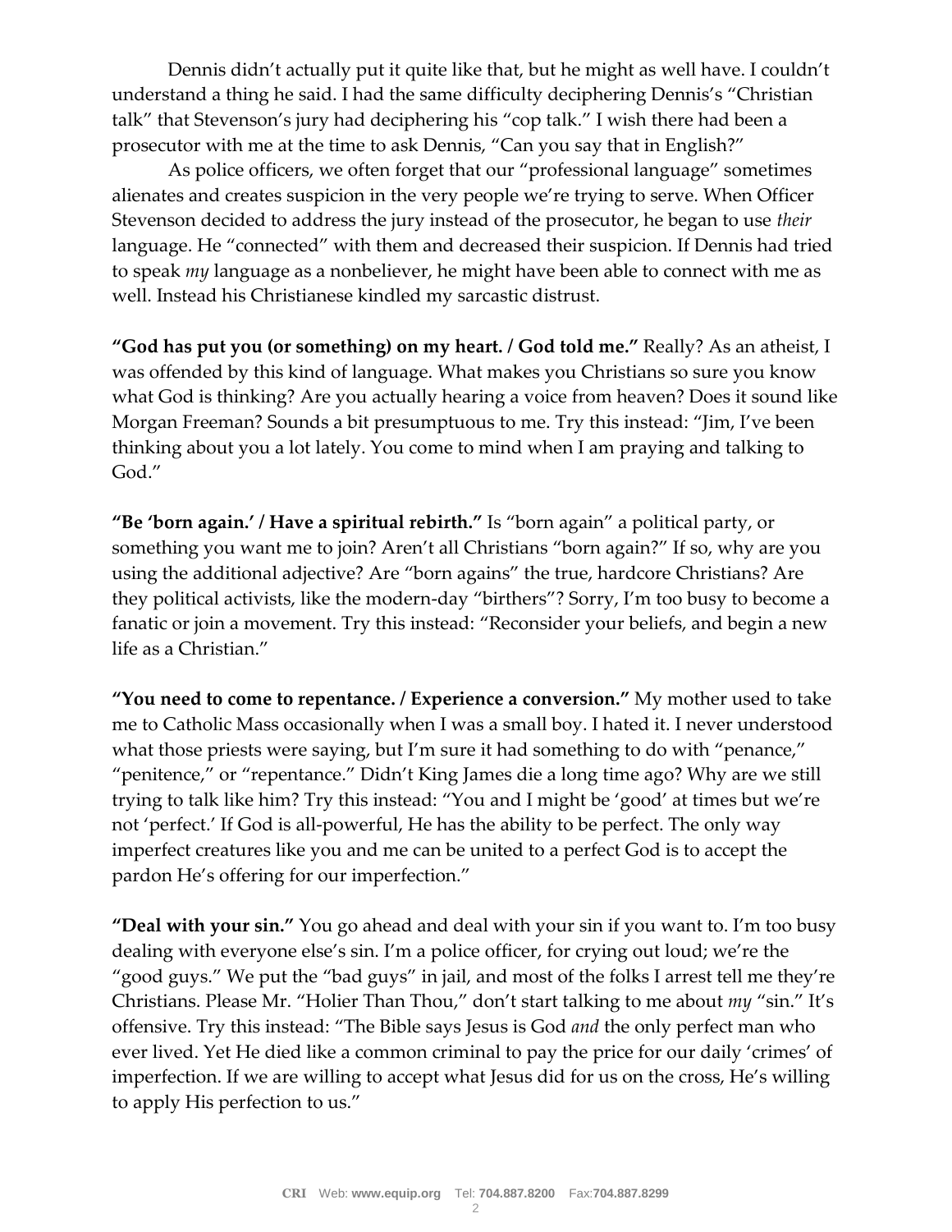Dennis didn't actually put it quite like that, but he might as well have. I couldn't understand a thing he said. I had the same difficulty deciphering Dennis's "Christian talk" that Stevenson's jury had deciphering his "cop talk." I wish there had been a prosecutor with me at the time to ask Dennis, "Can you say that in English?"

As police officers, we often forget that our "professional language" sometimes alienates and creates suspicion in the very people we're trying to serve. When Officer Stevenson decided to address the jury instead of the prosecutor, he began to use *their* language. He "connected" with them and decreased their suspicion. If Dennis had tried to speak *my* language as a nonbeliever, he might have been able to connect with me as well. Instead his Christianese kindled my sarcastic distrust.

**"God has put you (or something) on my heart. / God told me."** Really? As an atheist, I was offended by this kind of language. What makes you Christians so sure you know what God is thinking? Are you actually hearing a voice from heaven? Does it sound like Morgan Freeman? Sounds a bit presumptuous to me. Try this instead: "Jim, I've been thinking about you a lot lately. You come to mind when I am praying and talking to God."

**"Be 'born again.' / Have a spiritual rebirth."** Is "born again" a political party, or something you want me to join? Aren't all Christians "born again?" If so, why are you using the additional adjective? Are "born agains" the true, hardcore Christians? Are they political activists, like the modern-day "birthers"? Sorry, I'm too busy to become a fanatic or join a movement. Try this instead: "Reconsider your beliefs, and begin a new life as a Christian."

**"You need to come to repentance. / Experience a conversion."** My mother used to take me to Catholic Mass occasionally when I was a small boy. I hated it. I never understood what those priests were saying, but I'm sure it had something to do with "penance," "penitence," or "repentance." Didn't King James die a long time ago? Why are we still trying to talk like him? Try this instead: "You and I might be 'good' at times but we're not 'perfect.' If God is all-powerful, He has the ability to be perfect. The only way imperfect creatures like you and me can be united to a perfect God is to accept the pardon He's offering for our imperfection."

**"Deal with your sin."** You go ahead and deal with your sin if you want to. I'm too busy dealing with everyone else's sin. I'm a police officer, for crying out loud; we're the "good guys." We put the "bad guys" in jail, and most of the folks I arrest tell me they're Christians. Please Mr. "Holier Than Thou," don't start talking to me about *my* "sin." It's offensive. Try this instead: "The Bible says Jesus is God *and* the only perfect man who ever lived. Yet He died like a common criminal to pay the price for our daily 'crimes' of imperfection. If we are willing to accept what Jesus did for us on the cross, He's willing to apply His perfection to us."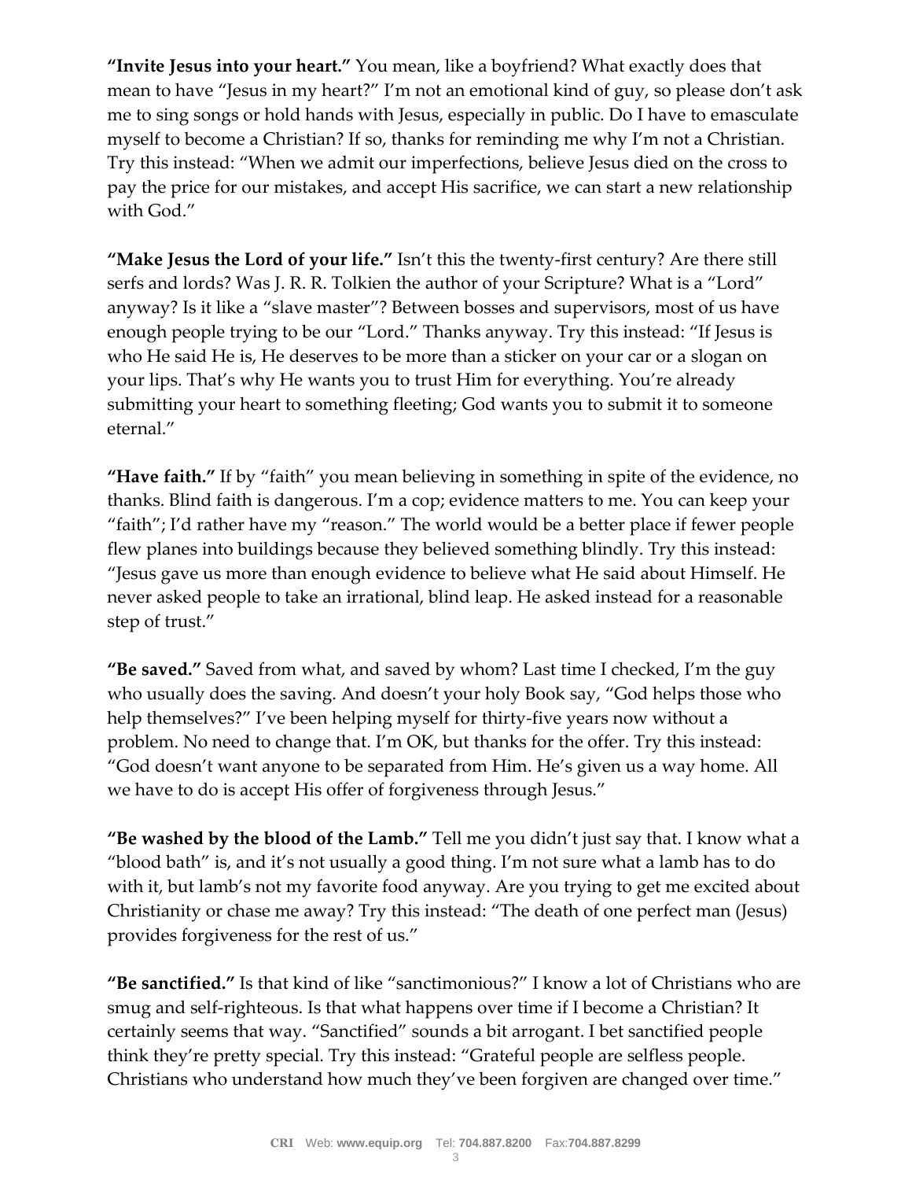**"Invite Jesus into your heart."** You mean, like a boyfriend? What exactly does that mean to have "Jesus in my heart?" I'm not an emotional kind of guy, so please don't ask me to sing songs or hold hands with Jesus, especially in public. Do I have to emasculate myself to become a Christian? If so, thanks for reminding me why I'm not a Christian. Try this instead: "When we admit our imperfections, believe Jesus died on the cross to pay the price for our mistakes, and accept His sacrifice, we can start a new relationship with God."

**"Make Jesus the Lord of your life."** Isn't this the twenty-first century? Are there still serfs and lords? Was J. R. R. Tolkien the author of your Scripture? What is a "Lord" anyway? Is it like a "slave master"? Between bosses and supervisors, most of us have enough people trying to be our "Lord." Thanks anyway. Try this instead: "If Jesus is who He said He is, He deserves to be more than a sticker on your car or a slogan on your lips. That's why He wants you to trust Him for everything. You're already submitting your heart to something fleeting; God wants you to submit it to someone eternal."

**"Have faith."** If by "faith" you mean believing in something in spite of the evidence, no thanks. Blind faith is dangerous. I'm a cop; evidence matters to me. You can keep your "faith"; I'd rather have my "reason." The world would be a better place if fewer people flew planes into buildings because they believed something blindly. Try this instead: "Jesus gave us more than enough evidence to believe what He said about Himself. He never asked people to take an irrational, blind leap. He asked instead for a reasonable step of trust."

**"Be saved."** Saved from what, and saved by whom? Last time I checked, I'm the guy who usually does the saving. And doesn't your holy Book say, "God helps those who help themselves?" I've been helping myself for thirty-five years now without a problem. No need to change that. I'm OK, but thanks for the offer. Try this instead: "God doesn't want anyone to be separated from Him. He's given us a way home. All we have to do is accept His offer of forgiveness through Jesus."

**"Be washed by the blood of the Lamb."** Tell me you didn't just say that. I know what a "blood bath" is, and it's not usually a good thing. I'm not sure what a lamb has to do with it, but lamb's not my favorite food anyway. Are you trying to get me excited about Christianity or chase me away? Try this instead: "The death of one perfect man (Jesus) provides forgiveness for the rest of us."

**"Be sanctified."** Is that kind of like "sanctimonious?" I know a lot of Christians who are smug and self-righteous. Is that what happens over time if I become a Christian? It certainly seems that way. "Sanctified" sounds a bit arrogant. I bet sanctified people think they're pretty special. Try this instead: "Grateful people are selfless people. Christians who understand how much they've been forgiven are changed over time."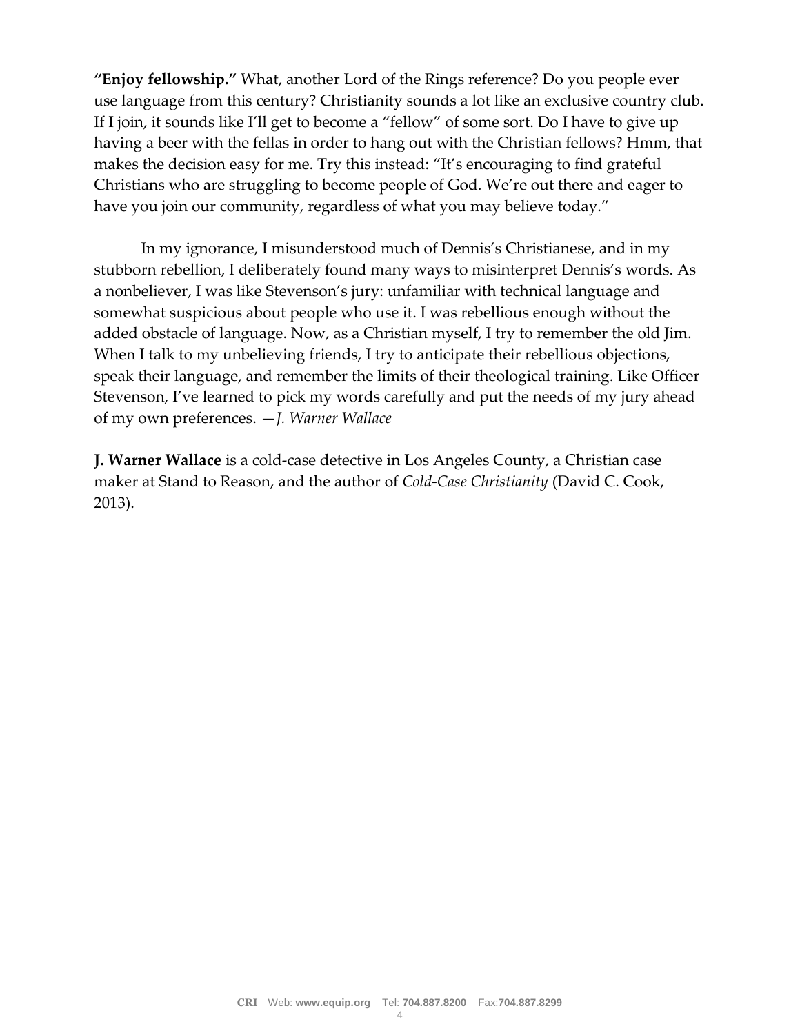**"Enjoy fellowship."** What, another Lord of the Rings reference? Do you people ever use language from this century? Christianity sounds a lot like an exclusive country club. If I join, it sounds like I'll get to become a "fellow" of some sort. Do I have to give up having a beer with the fellas in order to hang out with the Christian fellows? Hmm, that makes the decision easy for me. Try this instead: "It's encouraging to find grateful Christians who are struggling to become people of God. We're out there and eager to have you join our community, regardless of what you may believe today."

In my ignorance, I misunderstood much of Dennis's Christianese, and in my stubborn rebellion, I deliberately found many ways to misinterpret Dennis's words. As a nonbeliever, I was like Stevenson's jury: unfamiliar with technical language and somewhat suspicious about people who use it. I was rebellious enough without the added obstacle of language. Now, as a Christian myself, I try to remember the old Jim. When I talk to my unbelieving friends, I try to anticipate their rebellious objections, speak their language, and remember the limits of their theological training. Like Officer Stevenson, I've learned to pick my words carefully and put the needs of my jury ahead of my own preferences. *—J. Warner Wallace*

**J. Warner Wallace** is a cold-case detective in Los Angeles County, a Christian case maker at Stand to Reason, and the author of *Cold-Case Christianity* (David C. Cook, 2013).